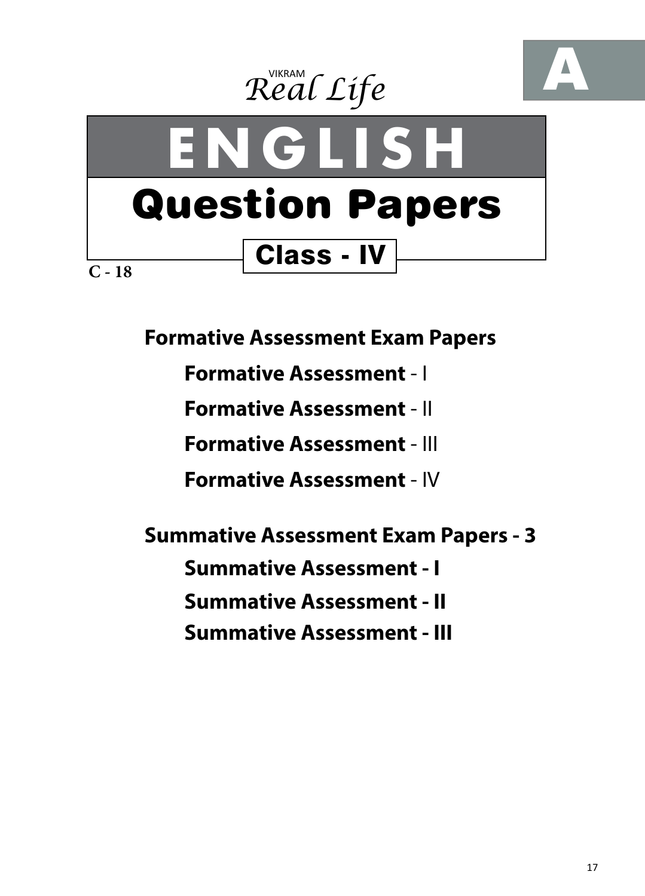A

VIKRAM *Real Life*

# ENGLISH

## Question Papers

### Class - IV

C - 18

**Formative Assessment Exam Papers**

- **Formative Assessment** - I
- **Formative Assessment** - II
- **Formative Assessment** - III
- **Formative Assessment** - IV

**Summative Assessment Exam Papers - 3**

- **Summative Assessment - I**
- **Summative Assessment - II**
- **Summative Assessment - III**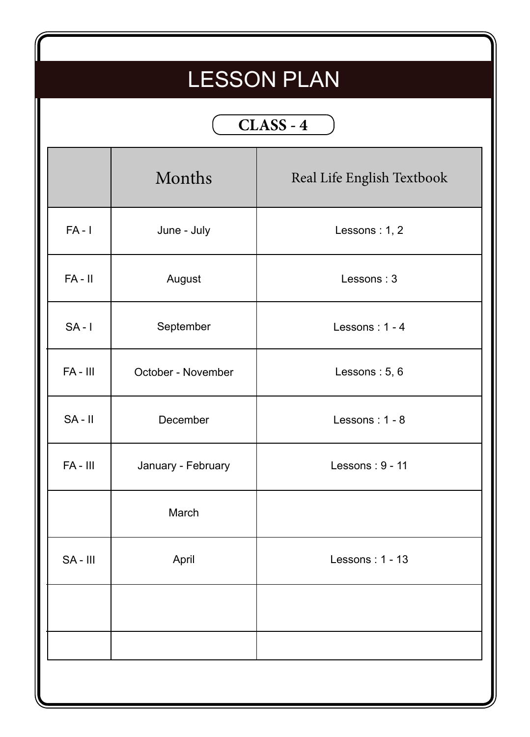# LESSON PLAN

## CLASS - 4

| | Months | Real Life English Textbook |
|---|---|---|
| FA - I | June - July | Lessons : 1, 2 |
| FA - II | August | Lessons : 3 |
| SA - I | September | Lessons : 1 - 4 |
| FA - III | October - November | Lessons : 5, 6 |
| SA - II | December | Lessons : 1 - 8 |
| FA - III | January - February | Lessons : 9 - 11 |
| | March | |
| SA - III | April | Lessons : 1 - 13 |
| | | |
| | | |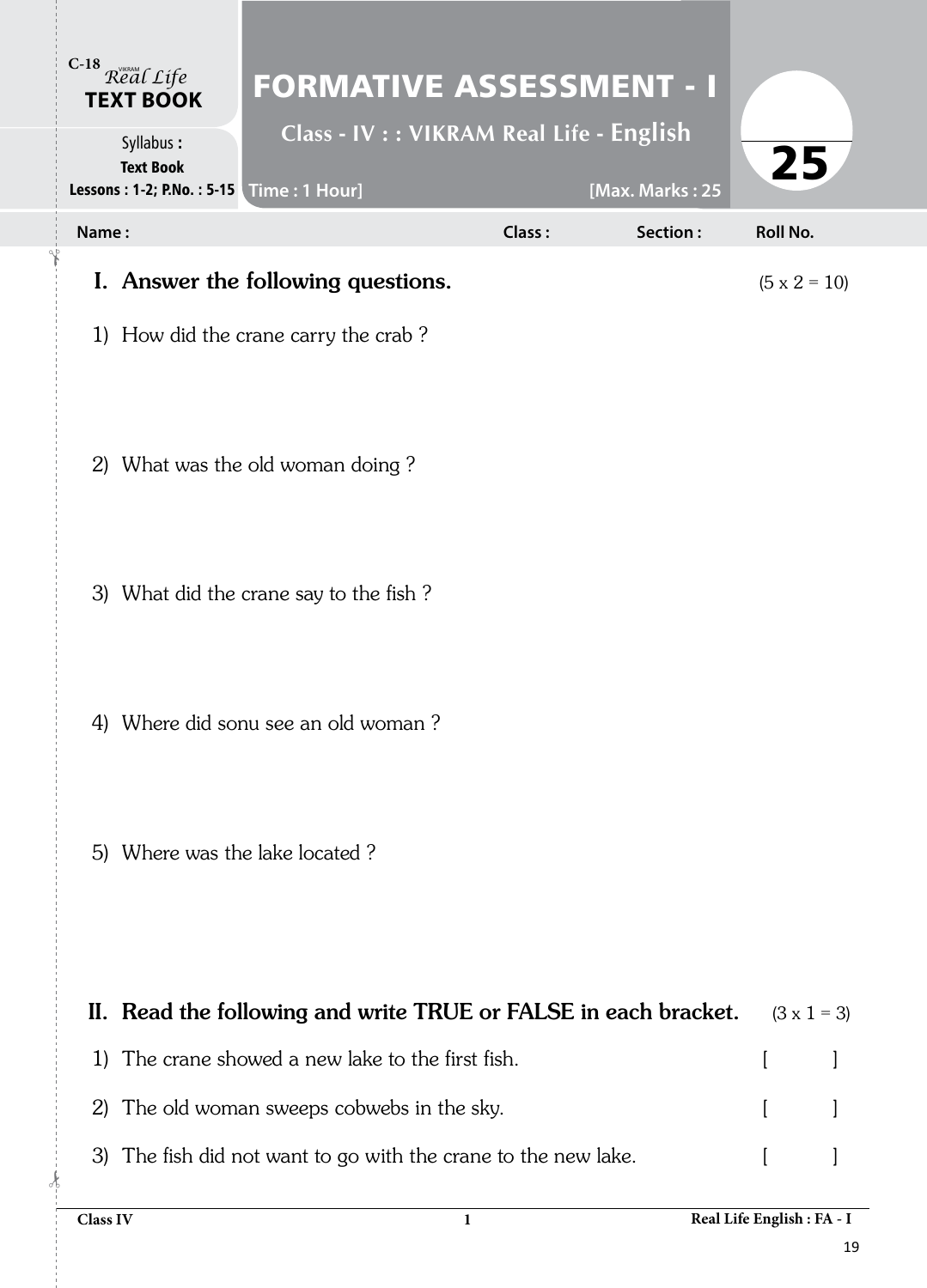C-18 VIKRAM *Real Life* **TEXT BOOK**

Syllabus : **Text Book**
**Lessons : 1-2; P.No. : 5-15**

# FORMATIVE ASSESSMENT - I

**Class - IV : : VIKRAM Real Life - English**

**Time : 1 Hour]** **[Max. Marks : 25**

**25**

**Name :** **Class :** **Section :** **Roll No.**

## I. Answer the following questions. (5 x 2 = 10)

1) How did the crane carry the crab ?

2) What was the old woman doing ?

3) What did the crane say to the fish ?

4) Where did sonu see an old woman ?

5) Where was the lake located ?

## II. Read the following and write TRUE or FALSE in each bracket. (3 x 1 = 3)

1) The crane showed a new lake to the first fish. [ ]

2) The old woman sweeps cobwebs in the sky. [ ]

3) The fish did not want to go with the crane to the new lake. [ ]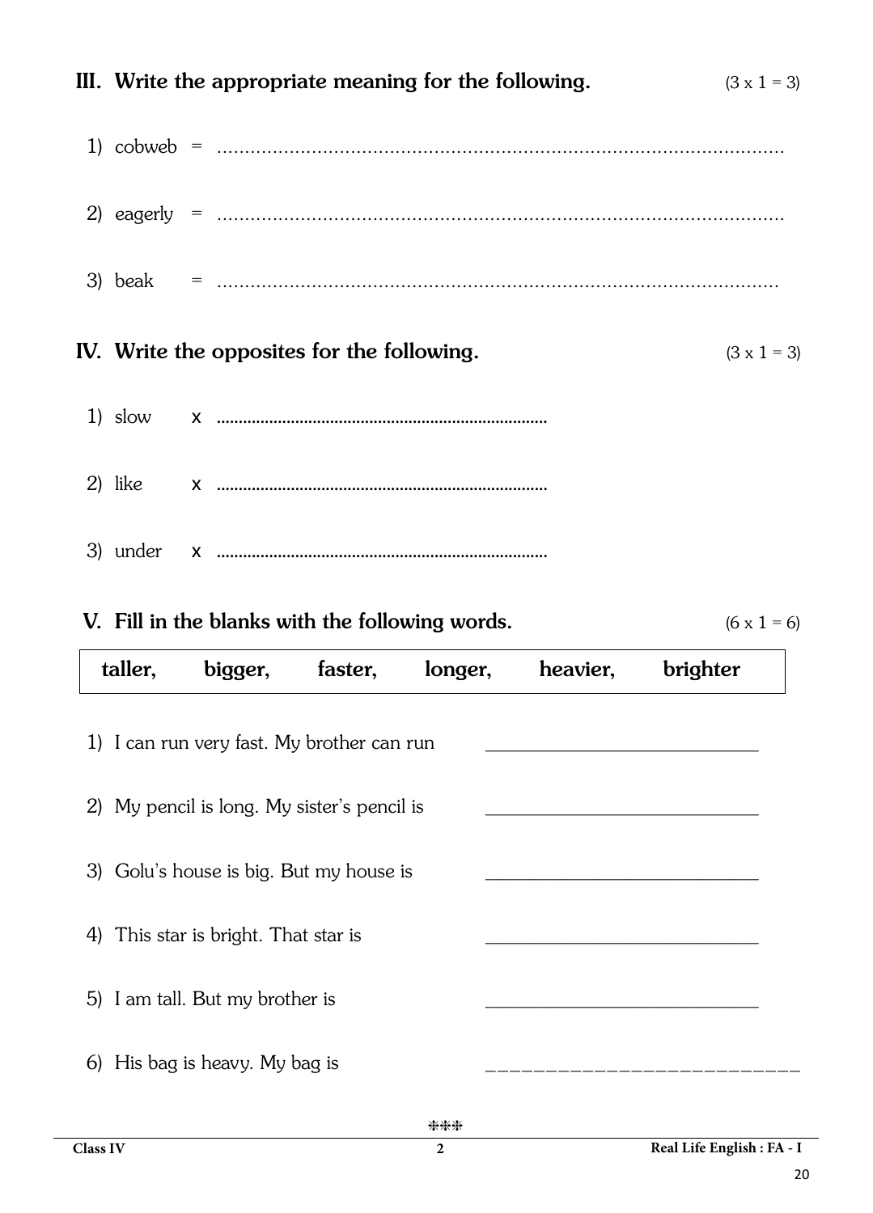## III. Write the appropriate meaning for the following. (3 x 1 = 3)

1) cobweb = ..........................................................................................

2) eagerly = ..........................................................................................

3) beak = ..........................................................................................

## IV. Write the opposites for the following. (3 x 1 = 3)

1) slow x ..........................................................................

2) like x ..........................................................................

3) under x ..........................................................................

## V. Fill in the blanks with the following words. (6 x 1 = 6)

| taller, | bigger, | faster, | longer, | heavier, | brighter |
|---|---|---|---|---|---|

1) I can run very fast. My brother can run ____________________________

2) My pencil is long. My sister's pencil is ____________________________

3) Golu's house is big. But my house is ____________________________

4) This star is bright. That star is ____________________________

5) I am tall. But my brother is ____________________________

6) His bag is heavy. My bag is ____________________________

***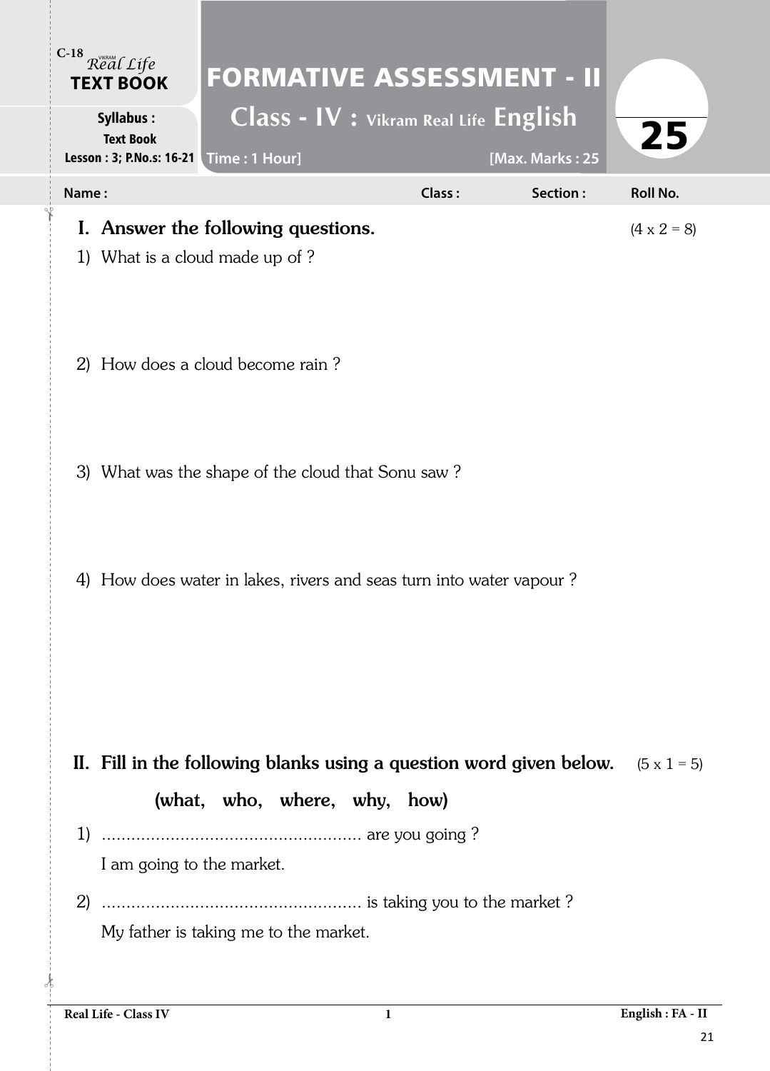C-18 Real Life **TEXT BOOK**

**Syllabus :**
**Text Book**
**Lesson : 3; P.No.s: 16-21**

# FORMATIVE ASSESSMENT - II

## Class - IV : Vikram Real Life English

**Time : 1 Hour]** **[Max. Marks : 25**

25

**Name :** **Class :** **Section :** **Roll No.**

## I. Answer the following questions. (4 x 2 = 8)

1) What is a cloud made up of ?

2) How does a cloud become rain ?

3) What was the shape of the cloud that Sonu saw ?

4) How does water in lakes, rivers and seas turn into water vapour ?

## II. Fill in the following blanks using a question word given below. (5 x 1 = 5)

**(what, who, where, why, how)**

1) ..................................................... are you going ?
   I am going to the market.

2) ..................................................... is taking you to the market ?
   My father is taking me to the market.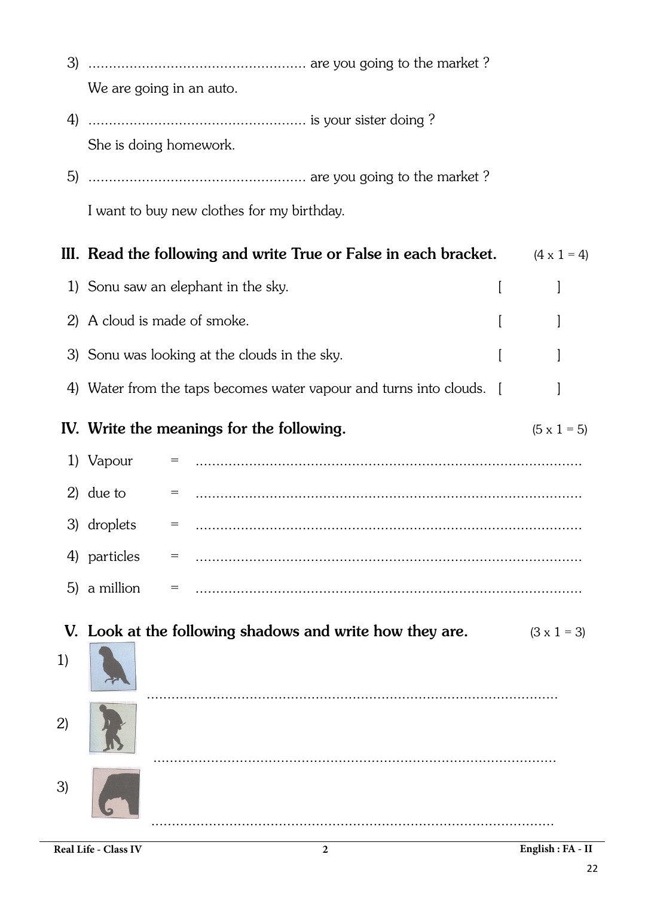3) ..................................................... are you going to the market ?

   We are going in an auto.

4) ..................................................... is your sister doing ?

   She is doing homework.

5) ..................................................... are you going to the market ?

   I want to buy new clothes for my birthday.

## III. Read the following and write True or False in each bracket. (4 x 1 = 4)

1) Sonu saw an elephant in the sky. [ ]
2) A cloud is made of smoke. [ ]
3) Sonu was looking at the clouds in the sky. [ ]
4) Water from the taps becomes water vapour and turns into clouds. [ ]

## IV. Write the meanings for the following. (5 x 1 = 5)

1) Vapour = ..............................................................................................
2) due to = ..............................................................................................
3) droplets = ..............................................................................................
4) particles = ..............................................................................................
5) a million = ..............................................................................................

## V. Look at the following shadows and write how they are. (3 x 1 = 3)

1) ..............................................................................................

2) ..............................................................................................

3) ..............................................................................................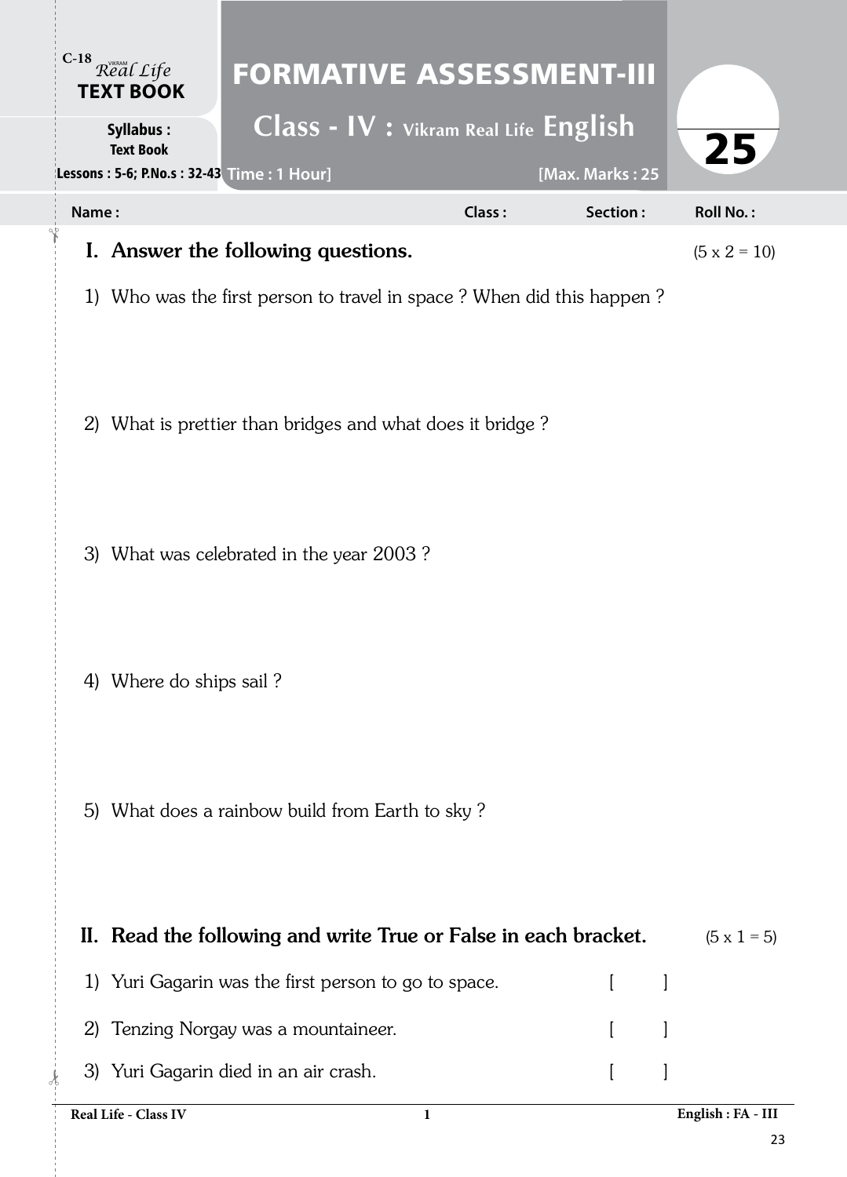C-18 Vikram Real Life **TEXT BOOK**

**Syllabus :** Text Book

**Lessons : 5-6; P.No.s : 32-43**

# FORMATIVE ASSESSMENT-III

## Class - IV : Vikram Real Life English

Time : 1 Hour] [Max. Marks : 25

25

Name : Class : Section : Roll No. :

## I. Answer the following questions. (5 x 2 = 10)

1) Who was the first person to travel in space ? When did this happen ?

2) What is prettier than bridges and what does it bridge ?

3) What was celebrated in the year 2003 ?

4) Where do ships sail ?

5) What does a rainbow build from Earth to sky ?

## II. Read the following and write True or False in each bracket. (5 x 1 = 5)

1) Yuri Gagarin was the first person to go to space. [ ]

2) Tenzing Norgay was a mountaineer. [ ]

3) Yuri Gagarin died in an air crash. [ ]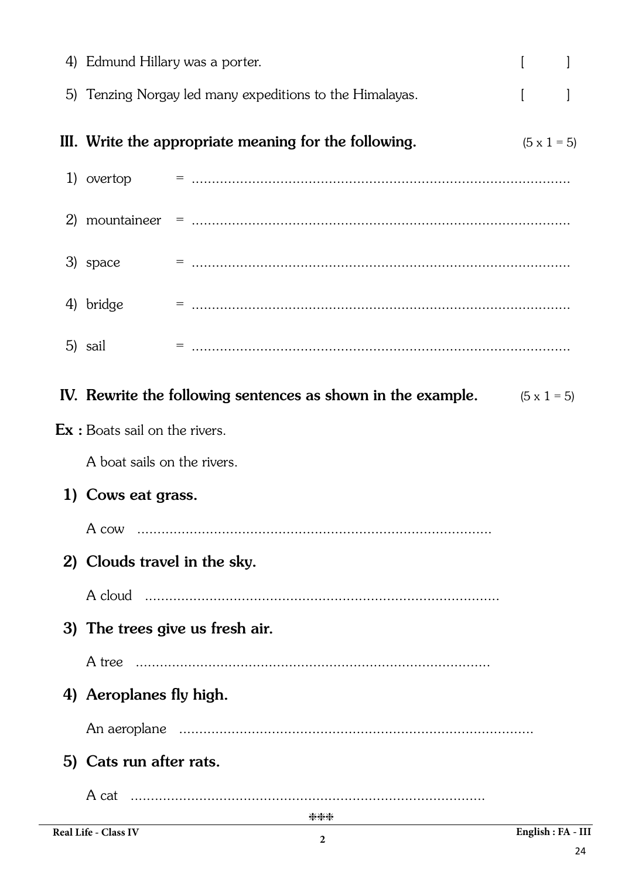4) Edmund Hillary was a porter. [ ]

5) Tenzing Norgay led many expeditions to the Himalayas. [ ]

## III. Write the appropriate meaning for the following. (5 x 1 = 5)

1) overtop = ...............................................................................................

2) mountaineer = ...............................................................................................

3) space = ...............................................................................................

4) bridge = ...............................................................................................

5) sail = ...............................................................................................

## IV. Rewrite the following sentences as shown in the example. (5 x 1 = 5)

**Ex :** Boats sail on the rivers.

A boat sails on the rivers.

**1) Cows eat grass.**

A cow ........................................................................................

**2) Clouds travel in the sky.**

A cloud ........................................................................................

**3) The trees give us fresh air.**

A tree ........................................................................................

**4) Aeroplanes fly high.**

An aeroplane ........................................................................................

**5) Cats run after rats.**

A cat ........................................................................................

***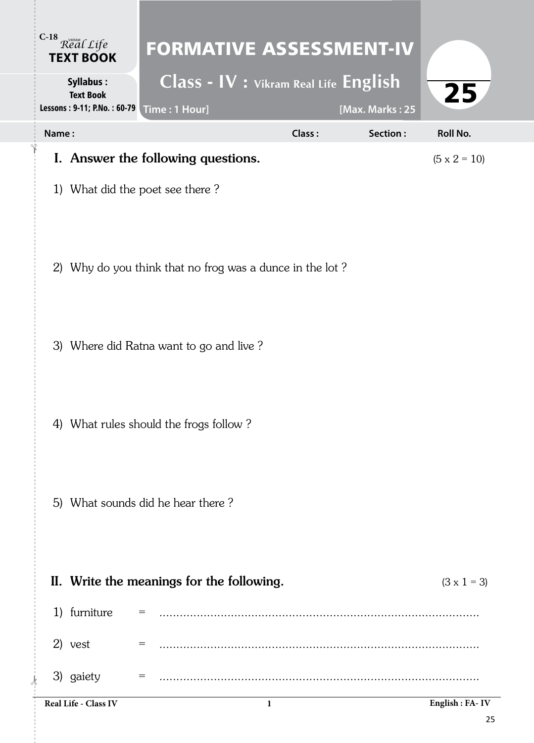C-18 Vikram Real Life **TEXT BOOK**

**Syllabus :** Text Book
**Lessons : 9-11; P.No. : 60-79**

# FORMATIVE ASSESSMENT-IV

## Class - IV : Vikram Real Life English

Time : 1 Hour] [Max. Marks : 25

25

Name : Class : Section : Roll No.

## I. Answer the following questions. (5 x 2 = 10)

1) What did the poet see there ?

2) Why do you think that no frog was a dunce in the lot ?

3) Where did Ratna want to go and live ?

4) What rules should the frogs follow ?

5) What sounds did he hear there ?

## II. Write the meanings for the following. (3 x 1 = 3)

1) furniture = ..........................................................................................

2) vest = ..........................................................................................

3) gaiety = ..........................................................................................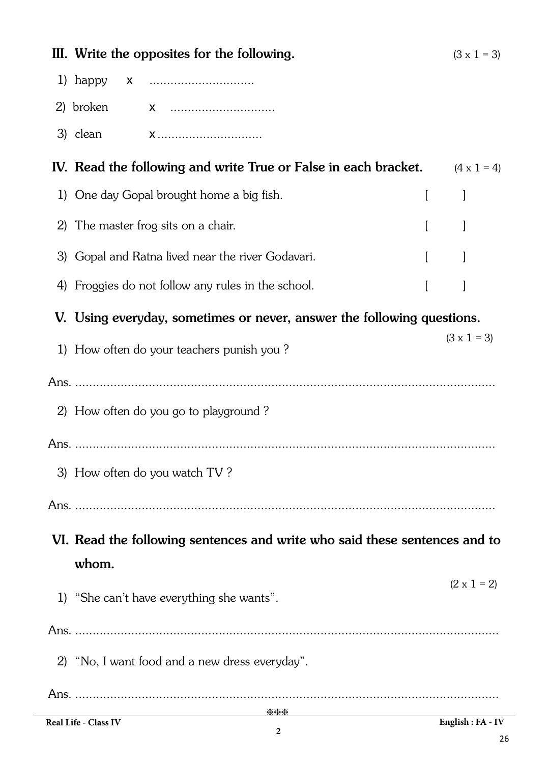### III. Write the opposites for the following. (3 x 1 = 3)

1) happy x ..............................

2) broken x ..............................

3) clean x..............................

### IV. Read the following and write True or False in each bracket. (4 x 1 = 4)

1) One day Gopal brought home a big fish. [ ]

2) The master frog sits on a chair. [ ]

3) Gopal and Ratna lived near the river Godavari. [ ]

4) Froggies do not follow any rules in the school. [ ]

### V. Using everyday, sometimes or never, answer the following questions. (3 x 1 = 3)

1) How often do your teachers punish you ?

Ans. ...........................................................................................................

2) How often do you go to playground ?

Ans. ...........................................................................................................

3) How often do you watch TV ?

Ans. ...........................................................................................................

### VI. Read the following sentences and write who said these sentences and to whom. (2 x 1 = 2)

1) "She can't have everything she wants".

Ans. ...........................................................................................................

2) "No, I want food and a new dress everyday".

Ans. ...........................................................................................................

***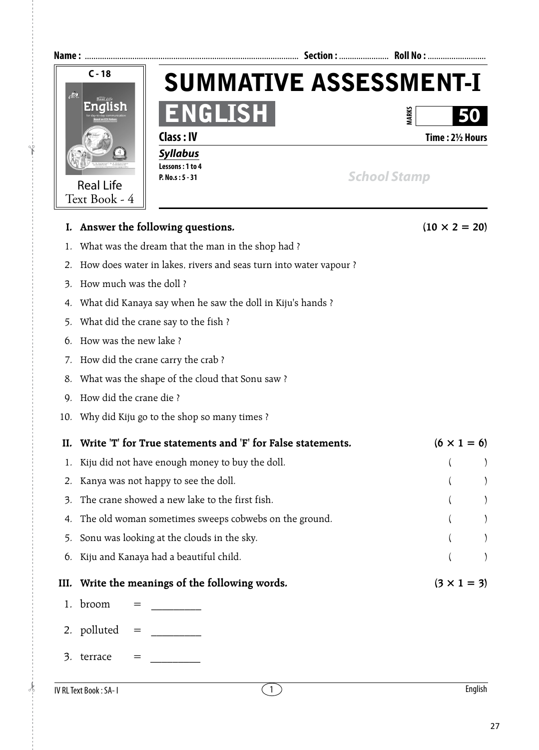**Name :** ........................................................................................ **Section :** ...................... **Roll No :** ..........................

C - 18

Real Life Text Book - 4

# SUMMATIVE ASSESSMENT-I

## ENGLISH

MARKS **50**

**Class : IV** **Time : 2½ Hours**

***Syllabus***

**Lessons : 1 to 4**

**P. No.s : 5 - 31**

*School Stamp*

**I. Answer the following questions.** **(10 × 2 = 20)**

1. What was the dream that the man in the shop had ?
2. How does water in lakes, rivers and seas turn into water vapour ?
3. How much was the doll ?
4. What did Kanaya say when he saw the doll in Kiju's hands ?
5. What did the crane say to the fish ?
6. How was the new lake ?
7. How did the crane carry the crab ?
8. What was the shape of the cloud that Sonu saw ?
9. How did the crane die ?
10. Why did Kiju go to the shop so many times ?

**II. Write 'T' for True statements and 'F' for False statements.** **(6 × 1 = 6)**

1. Kiju did not have enough money to buy the doll. ( )
2. Kanya was not happy to see the doll. ( )
3. The crane showed a new lake to the first fish. ( )
4. The old woman sometimes sweeps cobwebs on the ground. ( )
5. Sonu was looking at the clouds in the sky. ( )
6. Kiju and Kanaya had a beautiful child. ( )

**III. Write the meanings of the following words.** **(3 × 1 = 3)**

1. broom = _________
2. polluted = _________
3. terrace = _________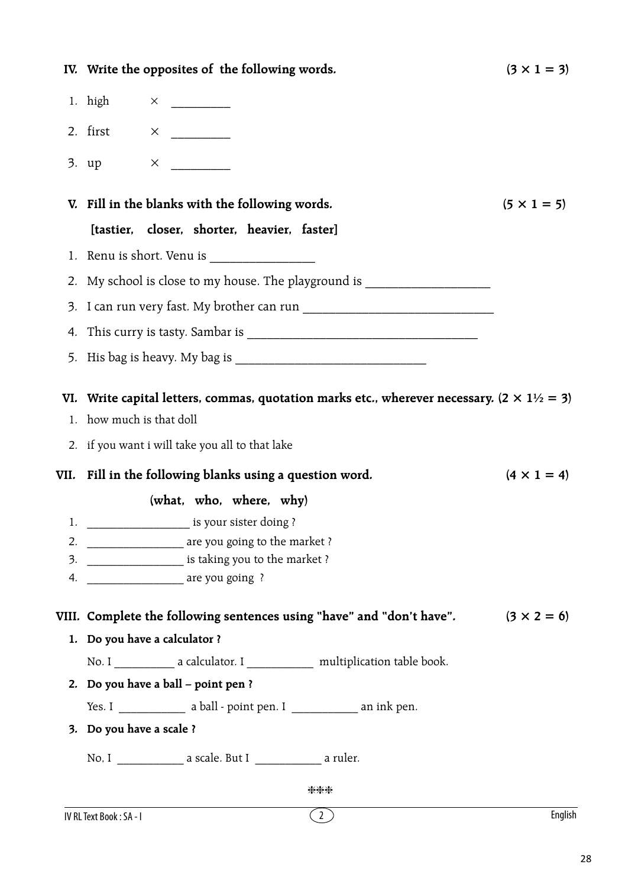**IV. Write the opposites of the following words.** **(3 × 1 = 3)**

1. high × _________
2. first × _________
3. up × _________

**V. Fill in the blanks with the following words.** **(5 × 1 = 5)**

**[tastier, closer, shorter, heavier, faster]**

1. Renu is short. Venu is ________________
2. My school is close to my house. The playground is ___________________
3. I can run very fast. My brother can run ______________________________
4. This curry is tasty. Sambar is ____________________________________
5. His bag is heavy. My bag is ______________________________

**VI. Write capital letters, commas, quotation marks etc., wherever necessary.** **(2 × 1½ = 3)**

1. how much is that doll
2. if you want i will take you all to that lake

**VII. Fill in the following blanks using a question word.** **(4 × 1 = 4)**

**(what, who, where, why)**

1. ________________ is your sister doing ?
2. _______________ are you going to the market ?
3. _______________ is taking you to the market ?
4. _______________ are you going ?

**VIII. Complete the following sentences using "have" and "don't have".** **(3 × 2 = 6)**

**1. Do you have a calculator ?**

No. I __________ a calculator. I ___________ multiplication table book.

**2. Do you have a ball – point pen ?**

Yes. I ___________ a ball - point pen. I ___________ an ink pen.

**3. Do you have a scale ?**

No, I ___________ a scale. But I ___________ a ruler.

***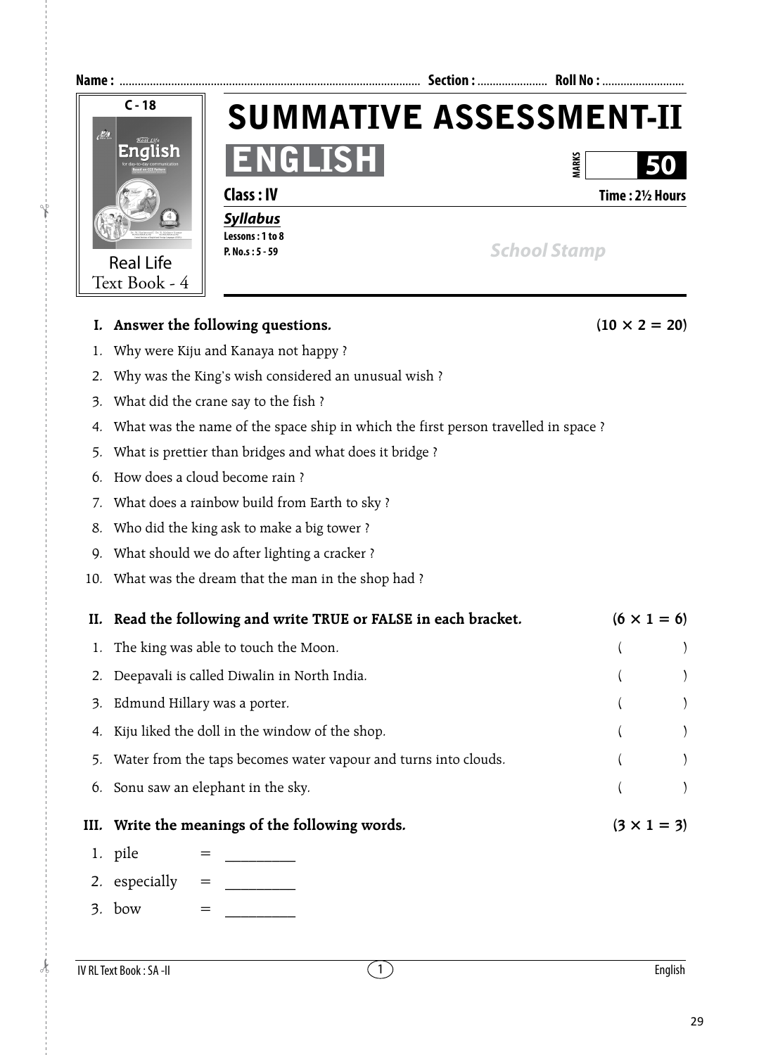Name : .................................................................................................. Section : ...................... Roll No : ..........................

C - 18

Real Life Text Book - 4

# SUMMATIVE ASSESSMENT-II

## ENGLISH

MARKS **50**

**Class : IV** **Time : 2½ Hours**

***Syllabus***

**Lessons : 1 to 8**

**P. No.s : 5 - 59**

*School Stamp*

**I. Answer the following questions.** **(10 × 2 = 20)**

1. Why were Kiju and Kanaya not happy ?
2. Why was the King's wish considered an unusual wish ?
3. What did the crane say to the fish ?
4. What was the name of the space ship in which the first person travelled in space ?
5. What is prettier than bridges and what does it bridge ?
6. How does a cloud become rain ?
7. What does a rainbow build from Earth to sky ?
8. Who did the king ask to make a big tower ?
9. What should we do after lighting a cracker ?
10. What was the dream that the man in the shop had ?

**II. Read the following and write TRUE or FALSE in each bracket.** **(6 × 1 = 6)**

1. The king was able to touch the Moon. ( )
2. Deepavali is called Diwalin in North India. ( )
3. Edmund Hillary was a porter. ( )
4. Kiju liked the doll in the window of the shop. ( )
5. Water from the taps becomes water vapour and turns into clouds. ( )
6. Sonu saw an elephant in the sky. ( )

**III. Write the meanings of the following words.** **(3 × 1 = 3)**

1. pile = _________
2. especially = _________
3. bow = _________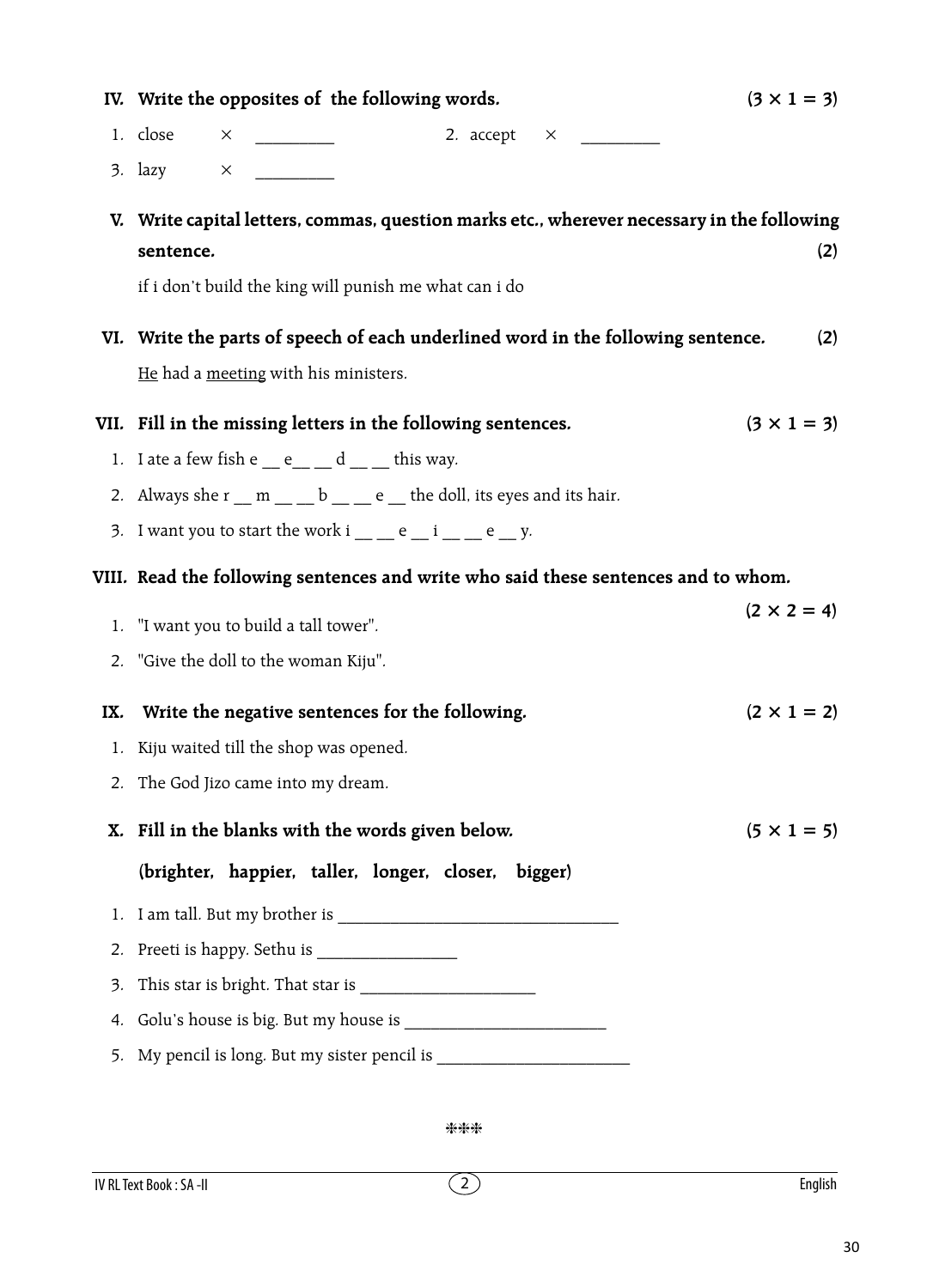**IV. Write the opposites of the following words.** **(3 × 1 = 3)**

1. close × _________  2. accept × _________
3. lazy × _________

**V. Write capital letters, commas, question marks etc., wherever necessary in the following sentence.** **(2)**

if i don't build the king will punish me what can i do

**VI. Write the parts of speech of each underlined word in the following sentence.** **(2)**

<u>He</u> had a <u>meeting</u> with his ministers.

**VII. Fill in the missing letters in the following sentences.** **(3 × 1 = 3)**

1. I ate a few fish e __ e__ __ d __ __ this way.
2. Always she r __ m __ __ b __ __ e __ the doll, its eyes and its hair.
3. I want you to start the work i __ __ e __ i __ __ e __ y.

**VIII. Read the following sentences and write who said these sentences and to whom.** **(2 × 2 = 4)**

1. "I want you to build a tall tower".
2. "Give the doll to the woman Kiju".

**IX. Write the negative sentences for the following.** **(2 × 1 = 2)**

1. Kiju waited till the shop was opened.
2. The God Jizo came into my dream.

**X. Fill in the blanks with the words given below.** **(5 × 1 = 5)**

**(brighter, happier, taller, longer, closer, bigger)**

1. I am tall. But my brother is ________________________________
2. Preeti is happy. Sethu is ________________
3. This star is bright. That star is ____________________
4. Golu's house is big. But my house is _______________________
5. My pencil is long. But my sister pencil is ______________________

***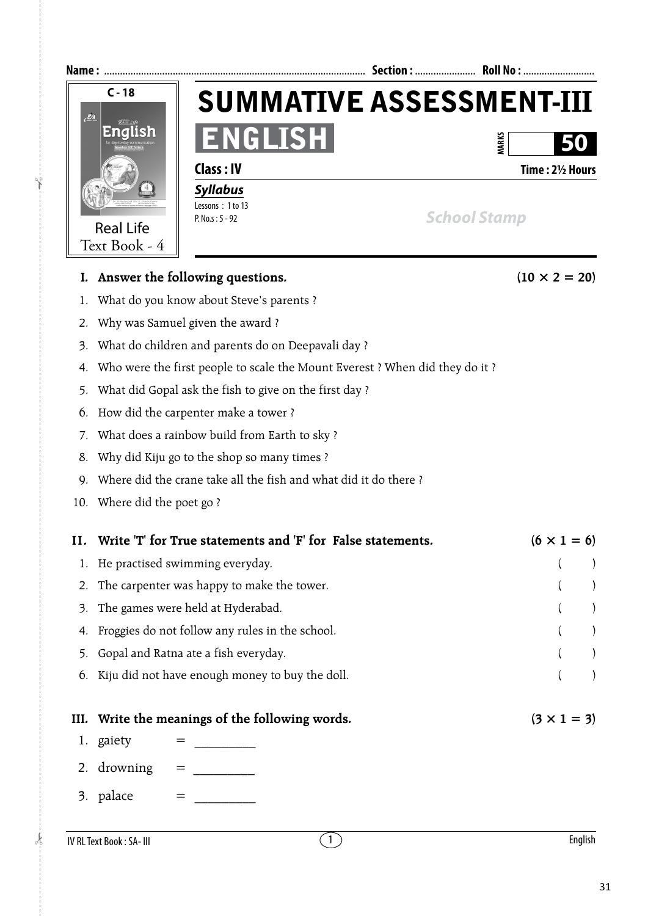Name : .................................................................................................. Section : ....................... Roll No : ...........................

C - 18

Real Life Text Book - 4

# SUMMATIVE ASSESSMENT-III

## ENGLISH

MARKS **50**

**Class : IV** **Time : 2½ Hours**

***Syllabus***

Lessons : 1 to 13

P. No.s : 5 - 92

*School Stamp*

**I. Answer the following questions.** **(10 × 2 = 20)**

1. What do you know about Steve's parents ?
2. Why was Samuel given the award ?
3. What do children and parents do on Deepavali day ?
4. Who were the first people to scale the Mount Everest ? When did they do it ?
5. What did Gopal ask the fish to give on the first day ?
6. How did the carpenter make a tower ?
7. What does a rainbow build from Earth to sky ?
8. Why did Kiju go to the shop so many times ?
9. Where did the crane take all the fish and what did it do there ?
10. Where did the poet go ?

**II. Write 'T' for True statements and 'F' for False statements.** **(6 × 1 = 6)**

1. He practised swimming everyday. ( )
2. The carpenter was happy to make the tower. ( )
3. The games were held at Hyderabad. ( )
4. Froggies do not follow any rules in the school. ( )
5. Gopal and Ratna ate a fish everyday. ( )
6. Kiju did not have enough money to buy the doll. ( )

**III. Write the meanings of the following words.** **(3 × 1 = 3)**

1. gaiety = _________
2. drowning = _________
3. palace = _________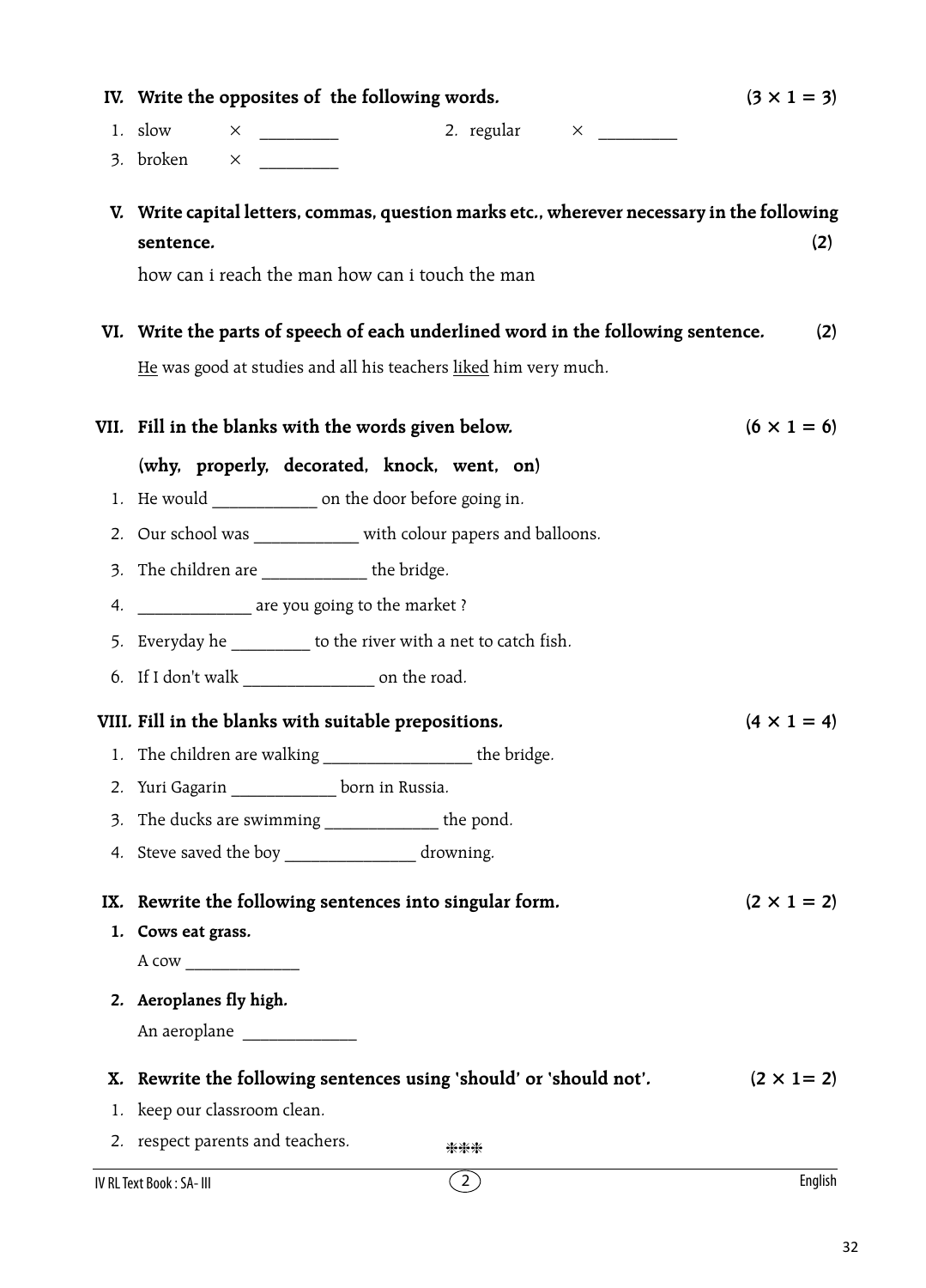**IV. Write the opposites of the following words.** **(3 × 1 = 3)**

1. slow × _________ 2. regular × _________
3. broken × _________

**V. Write capital letters, commas, question marks etc., wherever necessary in the following sentence.** **(2)**

how can i reach the man how can i touch the man

**VI. Write the parts of speech of each underlined word in the following sentence.** **(2)**

<u>He</u> was good at studies and all his teachers <u>liked</u> him very much.

**VII. Fill in the blanks with the words given below.** **(6 × 1 = 6)**

**(why, properly, decorated, knock, went, on)**

1. He would ____________ on the door before going in.
2. Our school was ____________ with colour papers and balloons.
3. The children are ____________ the bridge.
4. _____________ are you going to the market ?
5. Everyday he _________ to the river with a net to catch fish.
6. If I don't walk _______________ on the road.

**VIII. Fill in the blanks with suitable prepositions.** **(4 × 1 = 4)**

1. The children are walking _________________ the bridge.
2. Yuri Gagarin ____________ born in Russia.
3. The ducks are swimming _____________ the pond.
4. Steve saved the boy _______________ drowning.

**IX. Rewrite the following sentences into singular form.** **(2 × 1 = 2)**

**1. Cows eat grass.**

A cow _____________

**2. Aeroplanes fly high.**

An aeroplane _____________

**X. Rewrite the following sentences using 'should' or 'should not'.** **(2 × 1= 2)**

1. keep our classroom clean.
2. respect parents and teachers.

***